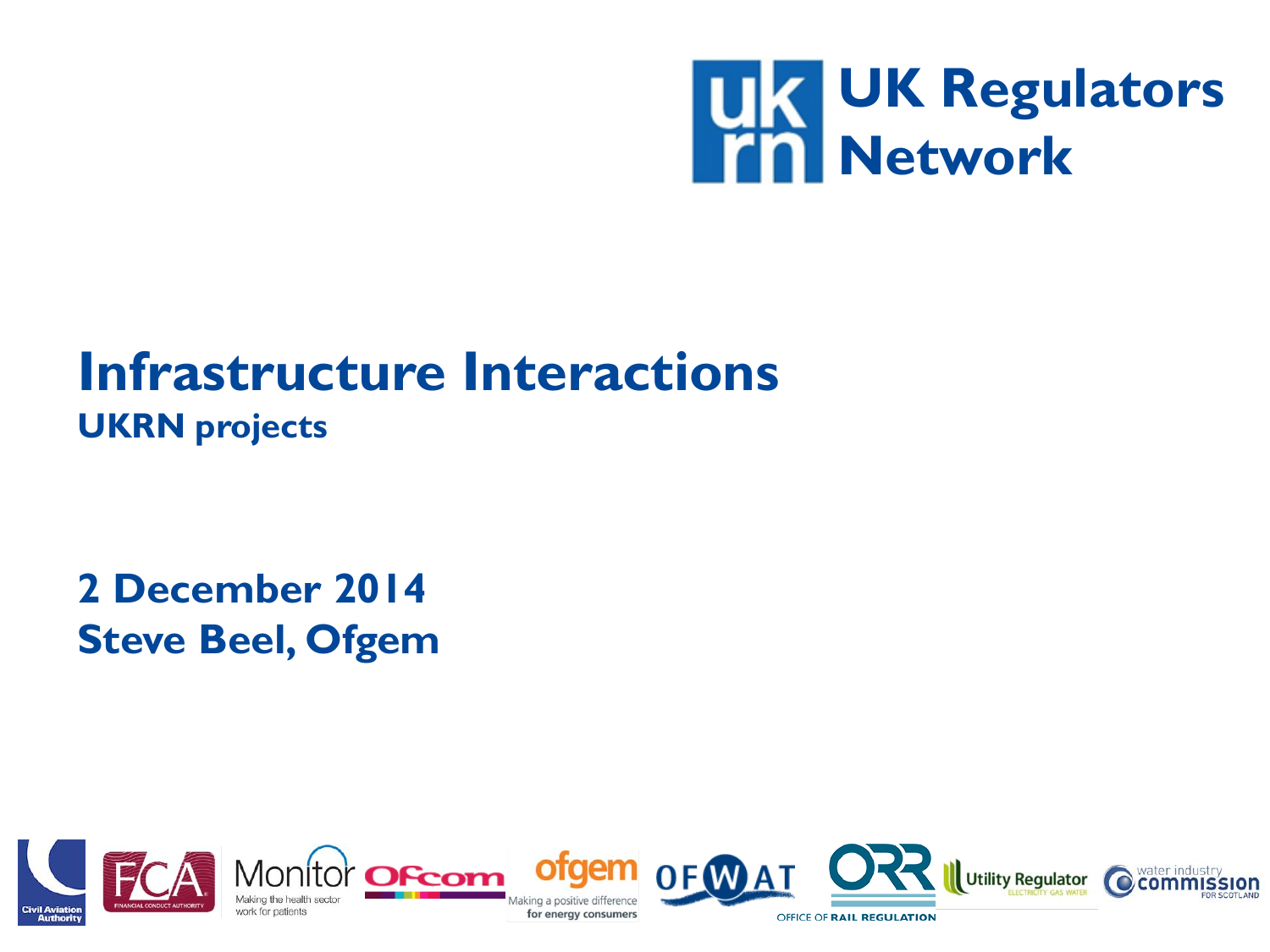UK Regulators Network

# Infrastructure Interactions

## UKRN projects

**2 December 2014**
**Steve Beel, Ofgem**

Civil Aviation Authority | FCA | Monitor – Making the health sector work for patients | Ofcom | ofgem – Making a positive difference for energy consumers | OFWAT | ORR – Office of Rail Regulation | Utility Regulator – Electricity Gas Water | Water Industry Commission for Scotland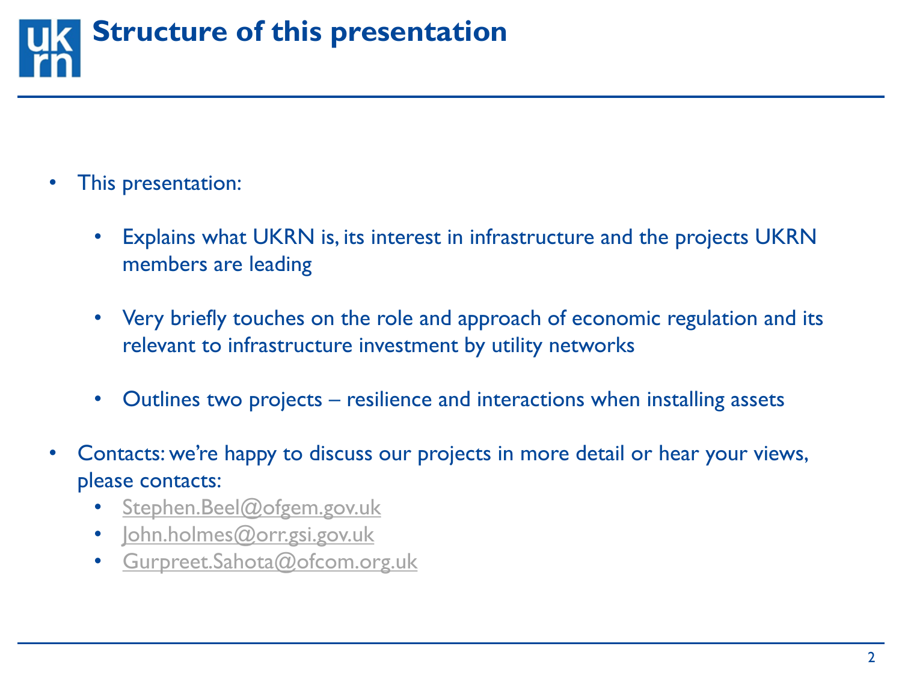# Structure of this presentation

- This presentation:
  - Explains what UKRN is, its interest in infrastructure and the projects UKRN members are leading
  - Very briefly touches on the role and approach of economic regulation and its relevant to infrastructure investment by utility networks
  - Outlines two projects – resilience and interactions when installing assets
- Contacts: we're happy to discuss our projects in more detail or hear your views, please contacts:
  - Stephen.Beel@ofgem.gov.uk
  - John.holmes@orr.gsi.gov.uk
  - Gurpreet.Sahota@ofcom.org.uk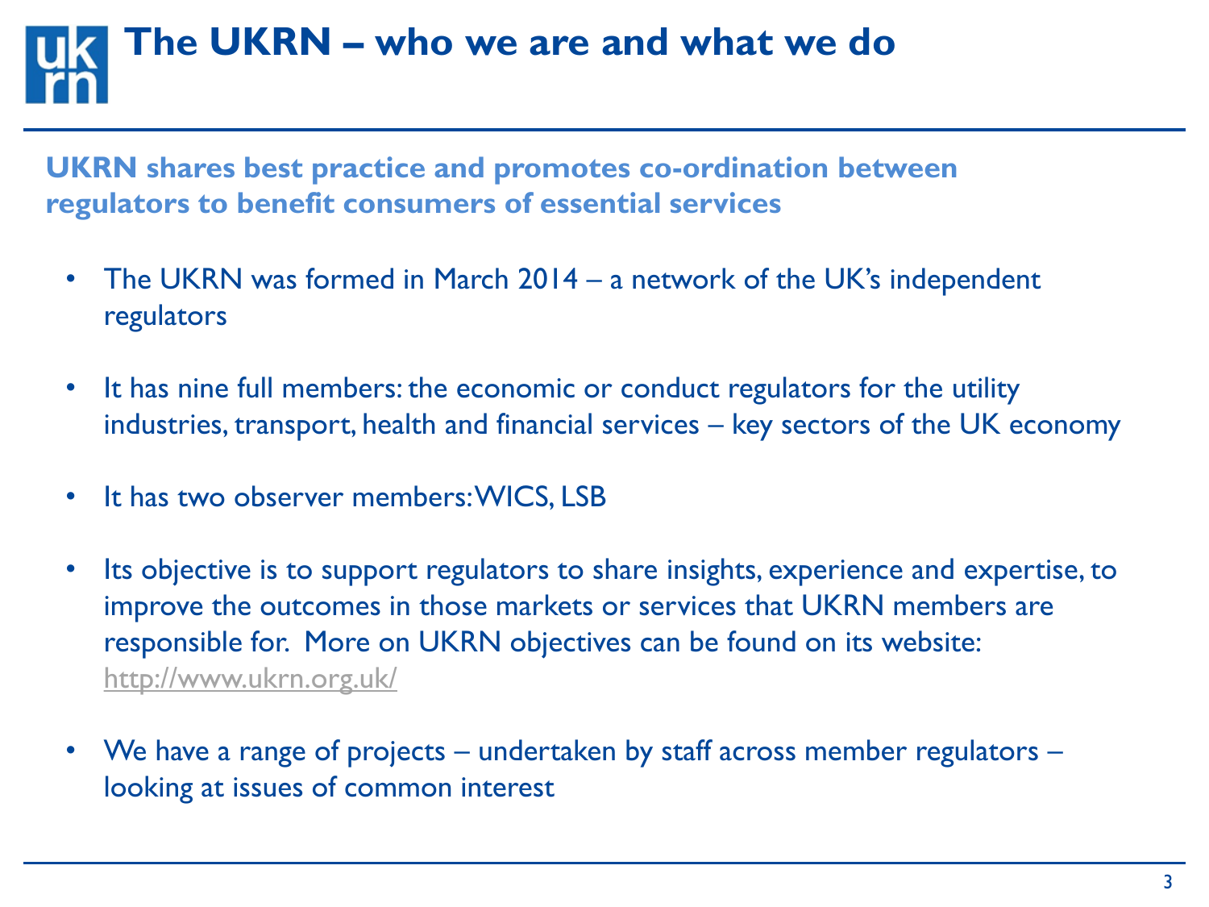# The UKRN – who we are and what we do

**UKRN shares best practice and promotes co-ordination between regulators to benefit consumers of essential services**

- The UKRN was formed in March 2014 – a network of the UK's independent regulators
- It has nine full members: the economic or conduct regulators for the utility industries, transport, health and financial services – key sectors of the UK economy
- It has two observer members: WICS, LSB
- Its objective is to support regulators to share insights, experience and expertise, to improve the outcomes in those markets or services that UKRN members are responsible for. More on UKRN objectives can be found on its website: http://www.ukrn.org.uk/
- We have a range of projects – undertaken by staff across member regulators – looking at issues of common interest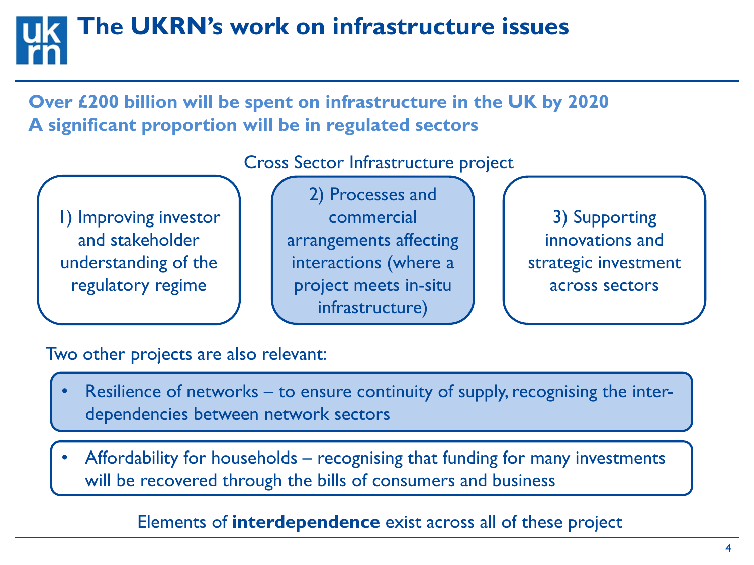# The UKRN's work on infrastructure issues

**Over £200 billion will be spent on infrastructure in the UK by 2020**
**A significant proportion will be in regulated sectors**

Cross Sector Infrastructure project

1) Improving investor and stakeholder understanding of the regulatory regime

2) Processes and commercial arrangements affecting interactions (where a project meets in-situ infrastructure)

3) Supporting innovations and strategic investment across sectors

Two other projects are also relevant:

- Resilience of networks – to ensure continuity of supply, recognising the inter-dependencies between network sectors

- Affordability for households – recognising that funding for many investments will be recovered through the bills of consumers and business

Elements of **interdependence** exist across all of these project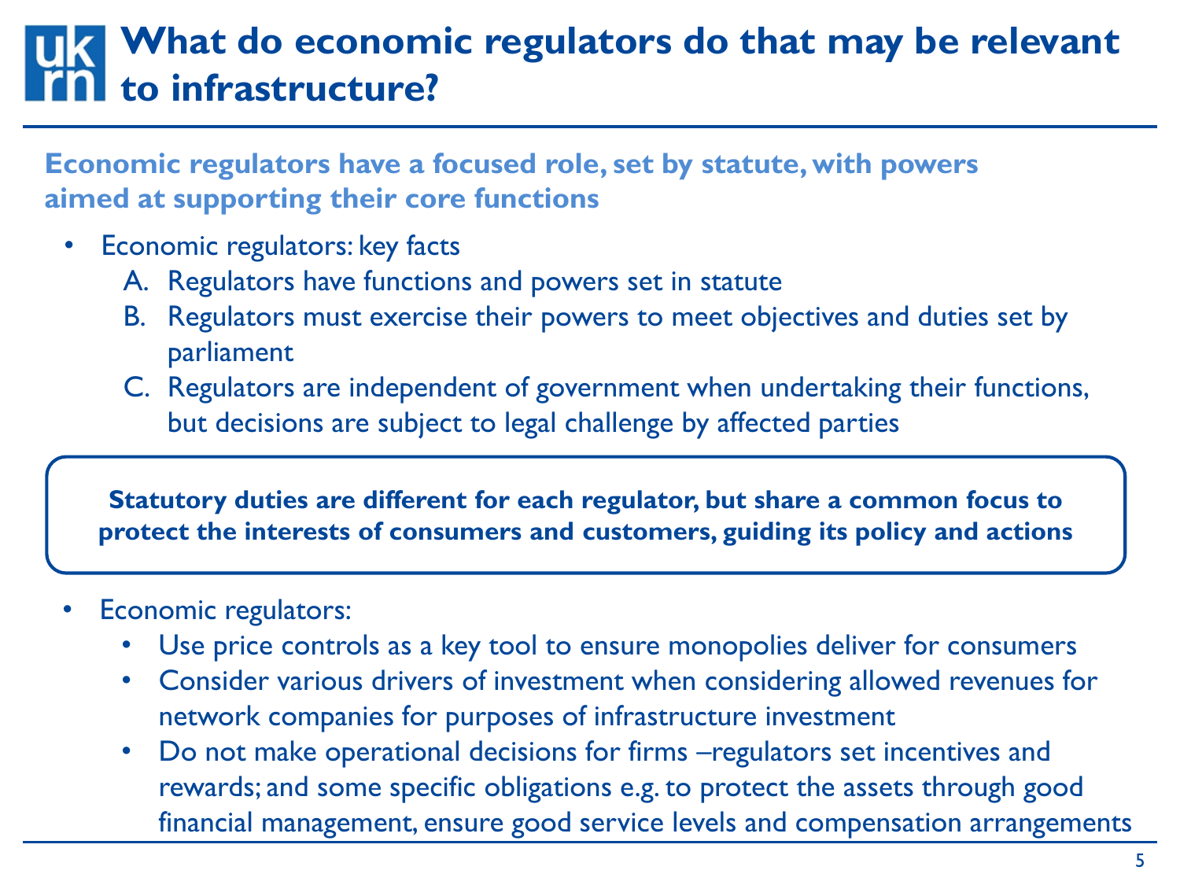# What do economic regulators do that may be relevant to infrastructure?

**Economic regulators have a focused role, set by statute, with powers aimed at supporting their core functions**

- Economic regulators: key facts
  A. Regulators have functions and powers set in statute
  B. Regulators must exercise their powers to meet objectives and duties set by parliament
  C. Regulators are independent of government when undertaking their functions, but decisions are subject to legal challenge by affected parties

**Statutory duties are different for each regulator, but share a common focus to protect the interests of consumers and customers, guiding its policy and actions**

- Economic regulators:
  - Use price controls as a key tool to ensure monopolies deliver for consumers
  - Consider various drivers of investment when considering allowed revenues for network companies for purposes of infrastructure investment
  - Do not make operational decisions for firms –regulators set incentives and rewards; and some specific obligations e.g. to protect the assets through good financial management, ensure good service levels and compensation arrangements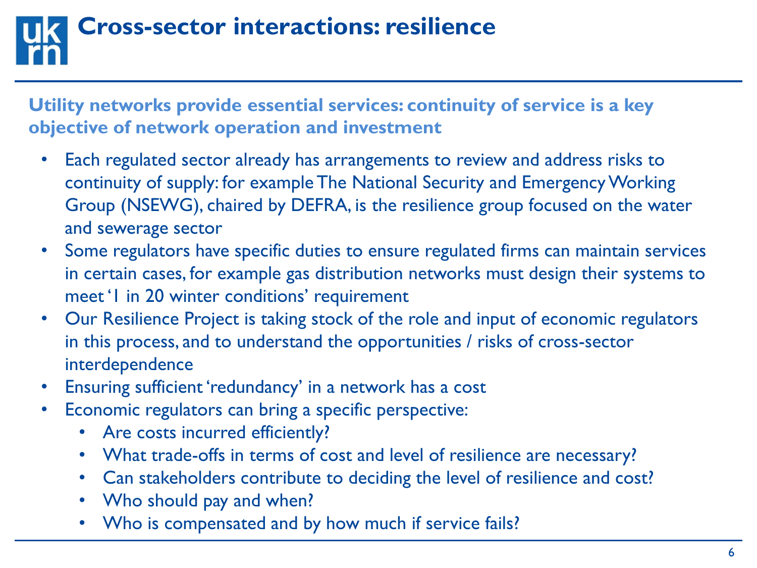# Cross-sector interactions: resilience

**Utility networks provide essential services: continuity of service is a key objective of network operation and investment**

- Each regulated sector already has arrangements to review and address risks to continuity of supply: for example The National Security and Emergency Working Group (NSEWG), chaired by DEFRA, is the resilience group focused on the water and sewerage sector
- Some regulators have specific duties to ensure regulated firms can maintain services in certain cases, for example gas distribution networks must design their systems to meet '1 in 20 winter conditions' requirement
- Our Resilience Project is taking stock of the role and input of economic regulators in this process, and to understand the opportunities / risks of cross-sector interdependence
- Ensuring sufficient 'redundancy' in a network has a cost
- Economic regulators can bring a specific perspective:
  - Are costs incurred efficiently?
  - What trade-offs in terms of cost and level of resilience are necessary?
  - Can stakeholders contribute to deciding the level of resilience and cost?
  - Who should pay and when?
  - Who is compensated and by how much if service fails?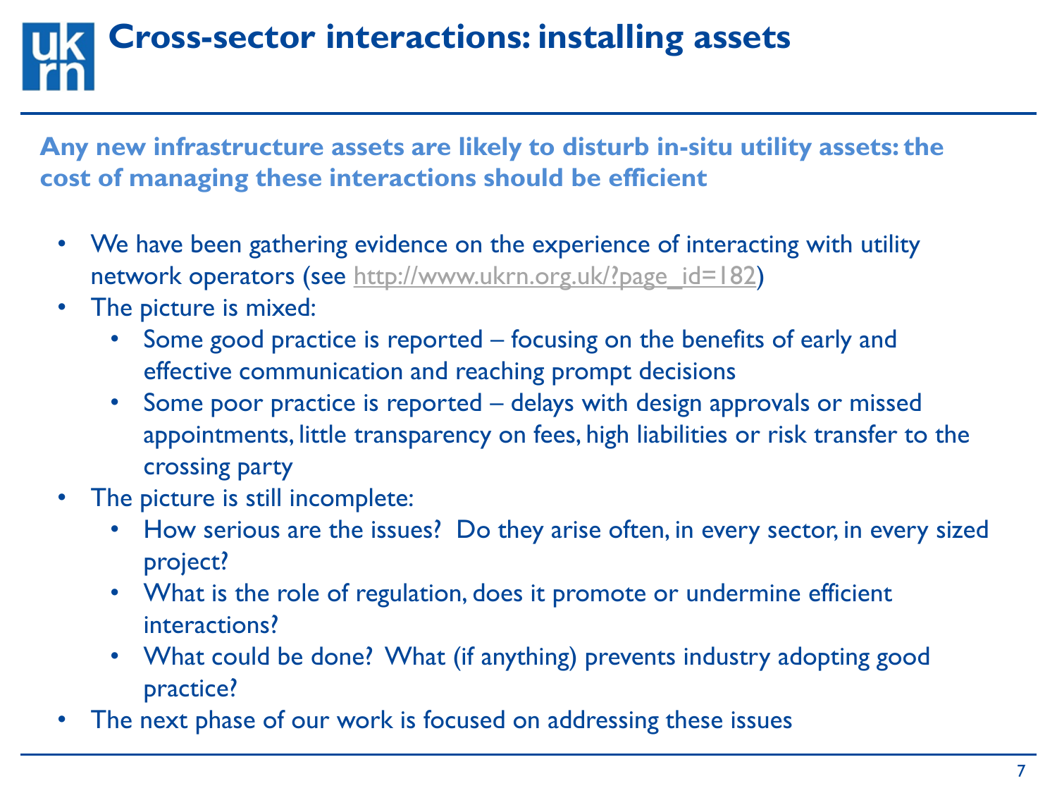# Cross-sector interactions: installing assets

**Any new infrastructure assets are likely to disturb in-situ utility assets: the cost of managing these interactions should be efficient**

- We have been gathering evidence on the experience of interacting with utility network operators (see http://www.ukrn.org.uk/?page_id=182)
- The picture is mixed:
  - Some good practice is reported – focusing on the benefits of early and effective communication and reaching prompt decisions
  - Some poor practice is reported – delays with design approvals or missed appointments, little transparency on fees, high liabilities or risk transfer to the crossing party
- The picture is still incomplete:
  - How serious are the issues? Do they arise often, in every sector, in every sized project?
  - What is the role of regulation, does it promote or undermine efficient interactions?
  - What could be done? What (if anything) prevents industry adopting good practice?
- The next phase of our work is focused on addressing these issues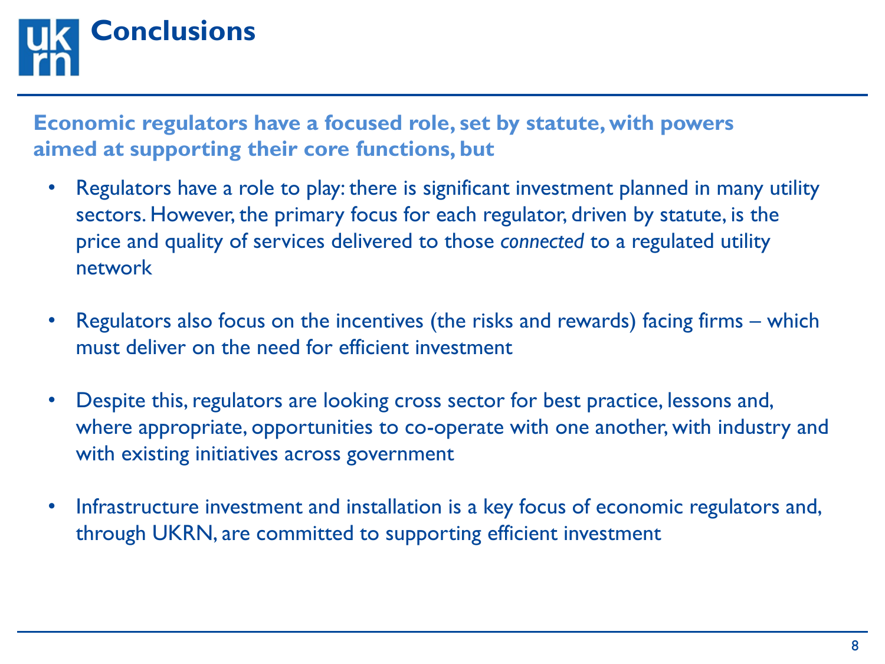# Conclusions

**Economic regulators have a focused role, set by statute, with powers aimed at supporting their core functions, but**

- Regulators have a role to play: there is significant investment planned in many utility sectors. However, the primary focus for each regulator, driven by statute, is the price and quality of services delivered to those *connected* to a regulated utility network
- Regulators also focus on the incentives (the risks and rewards) facing firms – which must deliver on the need for efficient investment
- Despite this, regulators are looking cross sector for best practice, lessons and, where appropriate, opportunities to co-operate with one another, with industry and with existing initiatives across government
- Infrastructure investment and installation is a key focus of economic regulators and, through UKRN, are committed to supporting efficient investment